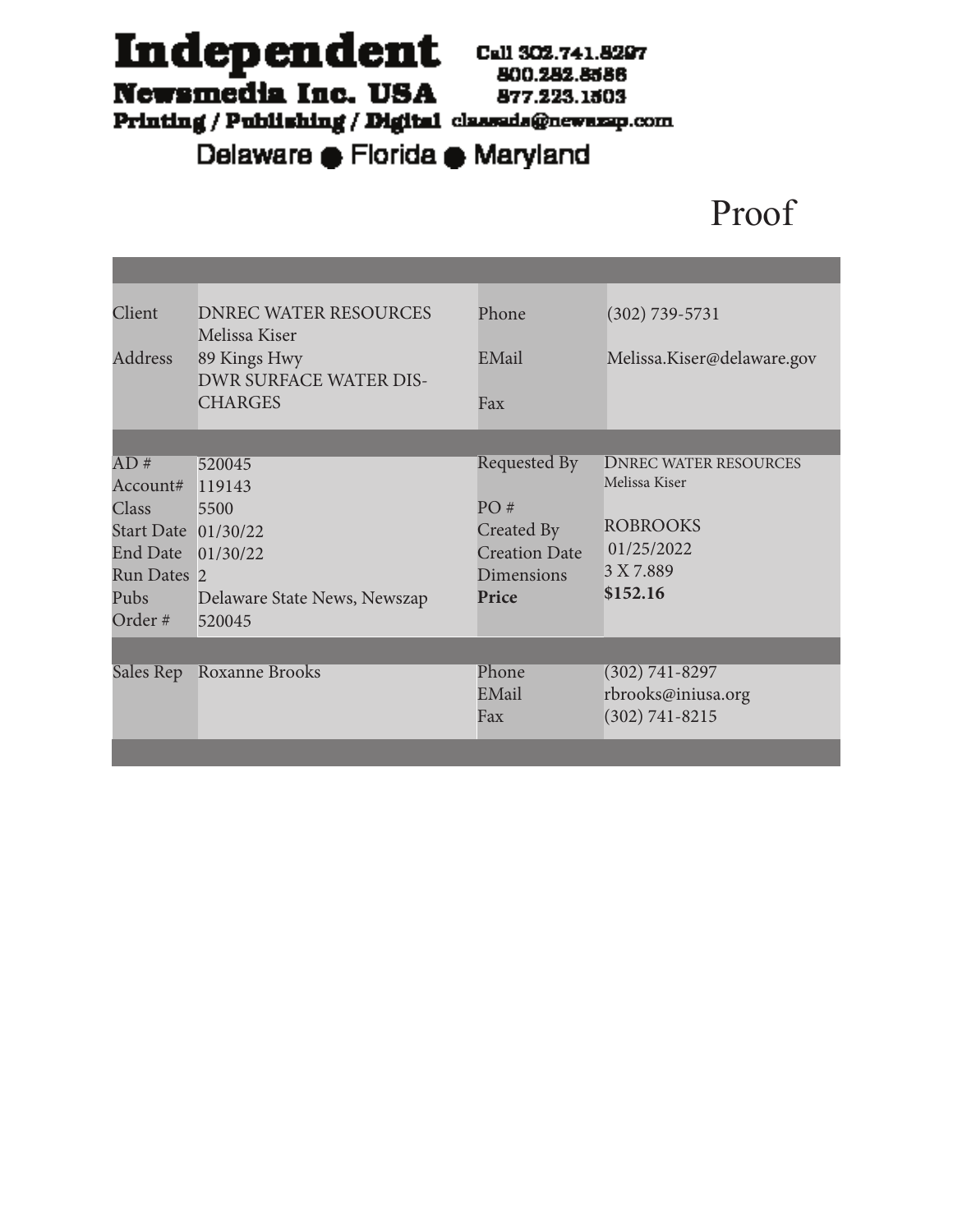# Independent

**Newsmedia Inc. USA**

**Printing / Publishing / Digital**

Call 302.741.8297
800.282.8586
877.223.1503
classads@newszap.com

Delaware ● Florida ● Maryland

## Proof

| | | | |
|---|---|---|---|
| Client | DNREC WATER RESOURCES<br>Melissa Kiser | Phone | (302) 739-5731 |
| Address | 89 Kings Hwy<br>DWR SURFACE WATER DIS-CHARGES | EMail | Melissa.Kiser@delaware.gov |
| | | Fax | |

| | | | |
|---|---|---|---|
| AD # | 520045 | Requested By | DNREC WATER RESOURCES<br>Melissa Kiser |
| Account# | 119143 | | |
| Class | 5500 | PO # | |
| Start Date | 01/30/22 | Created By | ROBROOKS |
| End Date | 01/30/22 | Creation Date | 01/25/2022 |
| Run Dates | 2 | Dimensions | 3 X 7.889 |
| Pubs | Delaware State News, Newszap | **Price** | **$152.16** |
| Order # | 520045 | | |

| | | | |
|---|---|---|---|
| Sales Rep | Roxanne Brooks | Phone | (302) 741-8297 |
| | | EMail | rbrooks@iniusa.org |
| | | Fax | (302) 741-8215 |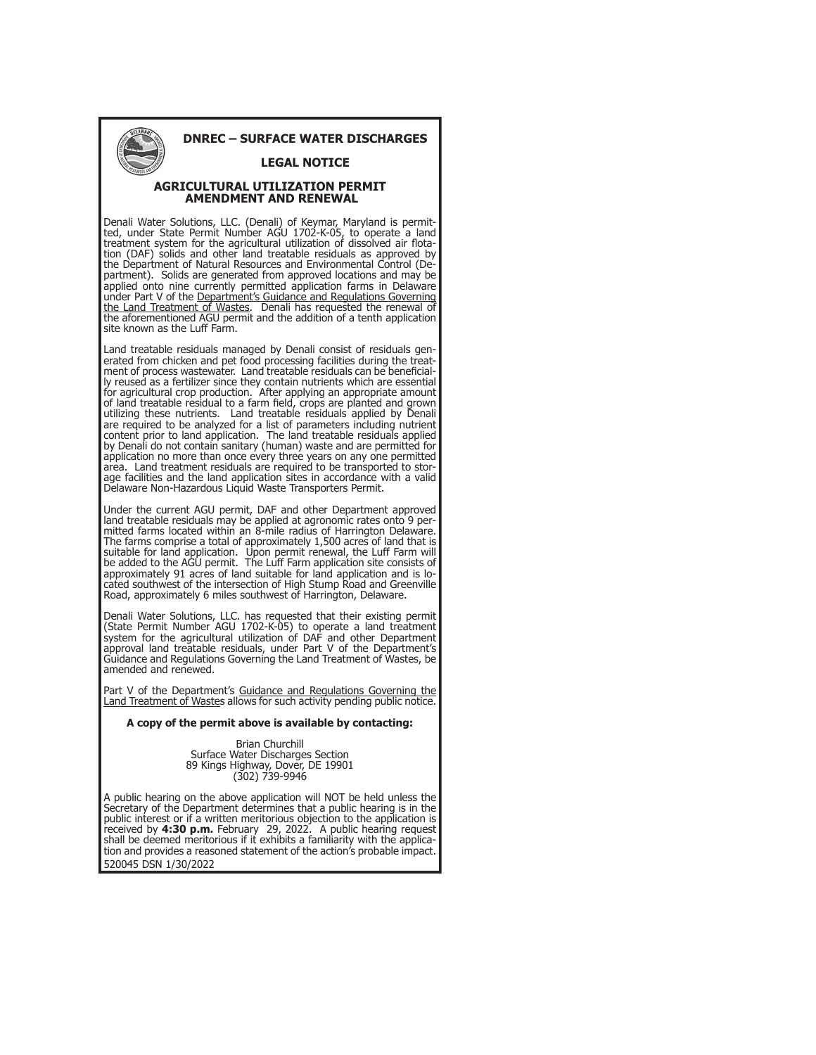## DNREC – SURFACE WATER DISCHARGES

### LEGAL NOTICE

### AGRICULTURAL UTILIZATION PERMIT AMENDMENT AND RENEWAL

Denali Water Solutions, LLC. (Denali) of Keymar, Maryland is permitted, under State Permit Number AGU 1702-K-05, to operate a land treatment system for the agricultural utilization of dissolved air flotation (DAF) solids and other land treatable residuals as approved by the Department of Natural Resources and Environmental Control (Department). Solids are generated from approved locations and may be applied onto nine currently permitted application farms in Delaware under Part V of the Department's Guidance and Regulations Governing the Land Treatment of Wastes. Denali has requested the renewal of the aforementioned AGU permit and the addition of a tenth application site known as the Luff Farm.

Land treatable residuals managed by Denali consist of residuals generated from chicken and pet food processing facilities during the treatment of process wastewater. Land treatable residuals can be beneficially reused as a fertilizer since they contain nutrients which are essential for agricultural crop production. After applying an appropriate amount of land treatable residual to a farm field, crops are planted and grown utilizing these nutrients. Land treatable residuals applied by Denali are required to be analyzed for a list of parameters including nutrient content prior to land application. The land treatable residuals applied by Denali do not contain sanitary (human) waste and are permitted for application no more than once every three years on any one permitted area. Land treatment residuals are required to be transported to storage facilities and the land application sites in accordance with a valid Delaware Non-Hazardous Liquid Waste Transporters Permit.

Under the current AGU permit, DAF and other Department approved land treatable residuals may be applied at agronomic rates onto 9 permitted farms located within an 8-mile radius of Harrington Delaware. The farms comprise a total of approximately 1,500 acres of land that is suitable for land application. Upon permit renewal, the Luff Farm will be added to the AGU permit. The Luff Farm application site consists of approximately 91 acres of land suitable for land application and is located southwest of the intersection of High Stump Road and Greenville Road, approximately 6 miles southwest of Harrington, Delaware.

Denali Water Solutions, LLC. has requested that their existing permit (State Permit Number AGU 1702-K-05) to operate a land treatment system for the agricultural utilization of DAF and other Department approval land treatable residuals, under Part V of the Department's Guidance and Regulations Governing the Land Treatment of Wastes, be amended and renewed.

Part V of the Department's Guidance and Regulations Governing the Land Treatment of Wastes allows for such activity pending public notice.

**A copy of the permit above is available by contacting:**

Brian Churchill
Surface Water Discharges Section
89 Kings Highway, Dover, DE 19901
(302) 739-9946

A public hearing on the above application will NOT be held unless the Secretary of the Department determines that a public hearing is in the public interest or if a written meritorious objection to the application is received by **4:30 p.m.** February 29, 2022. A public hearing request shall be deemed meritorious if it exhibits a familiarity with the application and provides a reasoned statement of the action's probable impact.

520045 DSN 1/30/2022